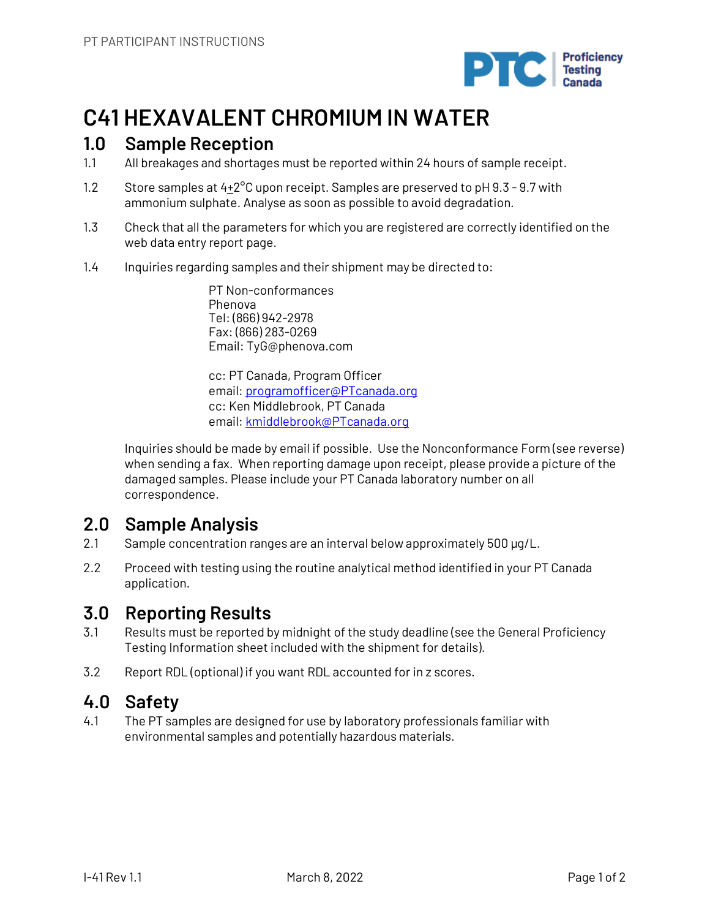# C41 HEXAVALENT CHROMIUM IN WATER

## 1.0 Sample Reception

1.1 All breakages and shortages must be reported within 24 hours of sample receipt.

1.2 Store samples at 4±2°C upon receipt. Samples are preserved to pH 9.3 - 9.7 with ammonium sulphate. Analyse as soon as possible to avoid degradation.

1.3 Check that all the parameters for which you are registered are correctly identified on the web data entry report page.

1.4 Inquiries regarding samples and their shipment may be directed to:

PT Non-conformances
Phenova
Tel: (866) 942-2978
Fax: (866) 283-0269
Email: TyG@phenova.com

cc: PT Canada, Program Officer
email: programofficer@PTcanada.org
cc: Ken Middlebrook, PT Canada
email: kmiddlebrook@PTcanada.org

Inquiries should be made by email if possible. Use the Nonconformance Form (see reverse) when sending a fax. When reporting damage upon receipt, please provide a picture of the damaged samples. Please include your PT Canada laboratory number on all correspondence.

## 2.0 Sample Analysis

2.1 Sample concentration ranges are an interval below approximately 500 µg/L.

2.2 Proceed with testing using the routine analytical method identified in your PT Canada application.

## 3.0 Reporting Results

3.1 Results must be reported by midnight of the study deadline (see the General Proficiency Testing Information sheet included with the shipment for details).

3.2 Report RDL (optional) if you want RDL accounted for in z scores.

## 4.0 Safety

4.1 The PT samples are designed for use by laboratory professionals familiar with environmental samples and potentially hazardous materials.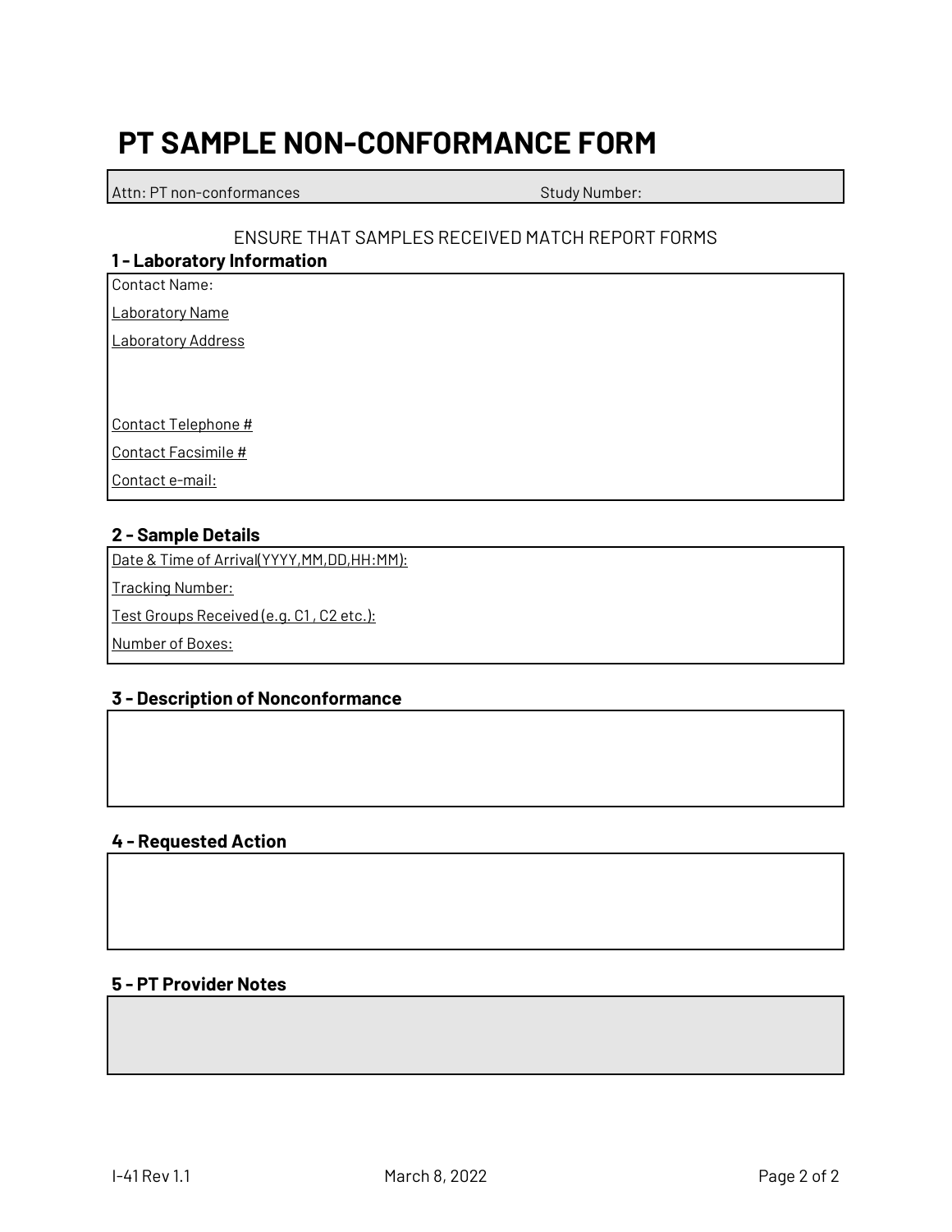# PT SAMPLE NON-CONFORMANCE FORM

Attn: PT non-conformances Study Number:

ENSURE THAT SAMPLES RECEIVED MATCH REPORT FORMS

## 1 - Laboratory Information

Contact Name:

Laboratory Name

Laboratory Address

Contact Telephone #

Contact Facsimile #

Contact e-mail:

## 2 - Sample Details

Date & Time of Arrival(YYYY,MM,DD,HH:MM):

Tracking Number:

Test Groups Received (e.g. C1 , C2 etc.):

Number of Boxes:

## 3 - Description of Nonconformance

## 4 - Requested Action

## 5 - PT Provider Notes

I-41 Rev 1.1 March 8, 2022